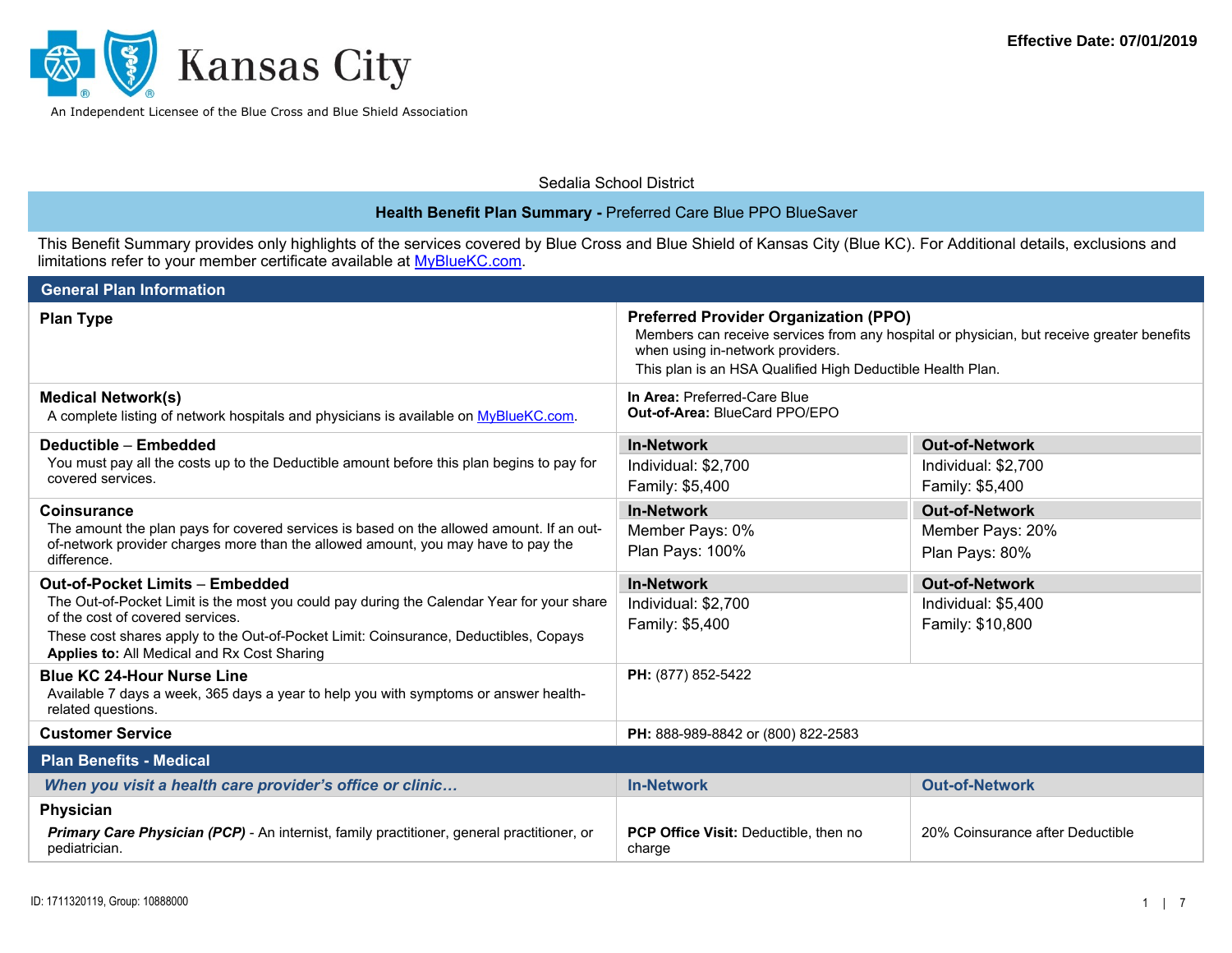Kansas City

An Independent Licensee of the Blue Cross and Blue Shield Association

**Effective Date: 07/01/2019**

Sedalia School District

**Health Benefit Plan Summary -** Preferred Care Blue PPO BlueSaver

This Benefit Summary provides only highlights of the services covered by Blue Cross and Blue Shield of Kansas City (Blue KC). For Additional details, exclusions and limitations refer to your member certificate available at MyBlueKC.com.

## General Plan Information

| | | |
|---|---|---|
| **Plan Type** | **Preferred Provider Organization (PPO)**<br>Members can receive services from any hospital or physician, but receive greater benefits when using in-network providers.<br>This plan is an HSA Qualified High Deductible Health Plan. | |
| **Medical Network(s)**<br>A complete listing of network hospitals and physicians is available on MyBlueKC.com. | **In Area:** Preferred-Care Blue<br>**Out-of-Area:** BlueCard PPO/EPO | |
| **Deductible – Embedded**<br>You must pay all the costs up to the Deductible amount before this plan begins to pay for covered services. | **In-Network**<br>Individual: $2,700<br>Family: $5,400 | **Out-of-Network**<br>Individual: $2,700<br>Family: $5,400 |
| **Coinsurance**<br>The amount the plan pays for covered services is based on the allowed amount. If an out-of-network provider charges more than the allowed amount, you may have to pay the difference. | **In-Network**<br>Member Pays: 0%<br>Plan Pays: 100% | **Out-of-Network**<br>Member Pays: 20%<br>Plan Pays: 80% |
| **Out-of-Pocket Limits – Embedded**<br>The Out-of-Pocket Limit is the most you could pay during the Calendar Year for your share of the cost of covered services.<br>These cost shares apply to the Out-of-Pocket Limit: Coinsurance, Deductibles, Copays<br>**Applies to:** All Medical and Rx Cost Sharing | **In-Network**<br>Individual: $2,700<br>Family: $5,400 | **Out-of-Network**<br>Individual: $5,400<br>Family: $10,800 |
| **Blue KC 24-Hour Nurse Line**<br>Available 7 days a week, 365 days a year to help you with symptoms or answer health-related questions. | **PH:** (877) 852-5422 | |
| **Customer Service** | **PH:** 888-989-8842 or (800) 822-2583 | |

## Plan Benefits - Medical

| *When you visit a health care provider's office or clinic…* | In-Network | Out-of-Network |
|---|---|---|
| **Physician**<br>***Primary Care Physician (PCP)*** - An internist, family practitioner, general practitioner, or pediatrician. | **PCP Office Visit:** Deductible, then no charge | 20% Coinsurance after Deductible |

ID: 1711320119, Group: 10888000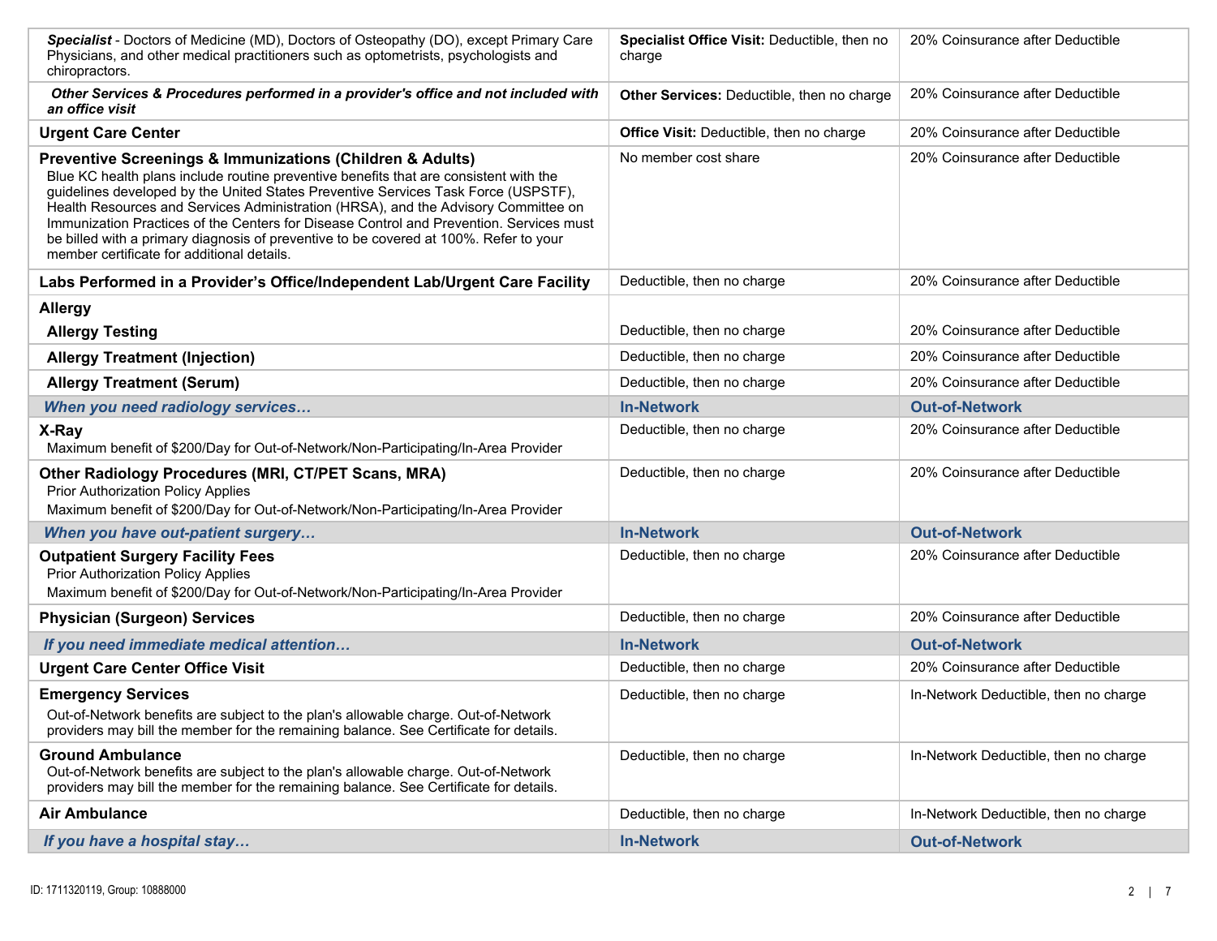| | | |
|---|---|---|
| ***Specialist*** - Doctors of Medicine (MD), Doctors of Osteopathy (DO), except Primary Care Physicians, and other medical practitioners such as optometrists, psychologists and chiropractors. | **Specialist Office Visit:** Deductible, then no charge | 20% Coinsurance after Deductible |
| ***Other Services & Procedures performed in a provider's office and not included with an office visit*** | **Other Services:** Deductible, then no charge | 20% Coinsurance after Deductible |
| **Urgent Care Center** | **Office Visit:** Deductible, then no charge | 20% Coinsurance after Deductible |
| **Preventive Screenings & Immunizations (Children & Adults)**<br>Blue KC health plans include routine preventive benefits that are consistent with the guidelines developed by the United States Preventive Services Task Force (USPSTF), Health Resources and Services Administration (HRSA), and the Advisory Committee on Immunization Practices of the Centers for Disease Control and Prevention. Services must be billed with a primary diagnosis of preventive to be covered at 100%. Refer to your member certificate for additional details. | No member cost share | 20% Coinsurance after Deductible |
| **Labs Performed in a Provider's Office/Independent Lab/Urgent Care Facility** | Deductible, then no charge | 20% Coinsurance after Deductible |
| **Allergy** | | |
| **Allergy Testing** | Deductible, then no charge | 20% Coinsurance after Deductible |
| **Allergy Treatment (Injection)** | Deductible, then no charge | 20% Coinsurance after Deductible |
| **Allergy Treatment (Serum)** | Deductible, then no charge | 20% Coinsurance after Deductible |
| ***When you need radiology services…*** | **In-Network** | **Out-of-Network** |
| **X-Ray**<br>Maximum benefit of $200/Day for Out-of-Network/Non-Participating/In-Area Provider | Deductible, then no charge | 20% Coinsurance after Deductible |
| **Other Radiology Procedures (MRI, CT/PET Scans, MRA)**<br>Prior Authorization Policy Applies<br>Maximum benefit of $200/Day for Out-of-Network/Non-Participating/In-Area Provider | Deductible, then no charge | 20% Coinsurance after Deductible |
| ***When you have out-patient surgery…*** | **In-Network** | **Out-of-Network** |
| **Outpatient Surgery Facility Fees**<br>Prior Authorization Policy Applies<br>Maximum benefit of $200/Day for Out-of-Network/Non-Participating/In-Area Provider | Deductible, then no charge | 20% Coinsurance after Deductible |
| **Physician (Surgeon) Services** | Deductible, then no charge | 20% Coinsurance after Deductible |
| ***If you need immediate medical attention…*** | **In-Network** | **Out-of-Network** |
| **Urgent Care Center Office Visit** | Deductible, then no charge | 20% Coinsurance after Deductible |
| **Emergency Services**<br>Out-of-Network benefits are subject to the plan's allowable charge. Out-of-Network providers may bill the member for the remaining balance. See Certificate for details. | Deductible, then no charge | In-Network Deductible, then no charge |
| **Ground Ambulance**<br>Out-of-Network benefits are subject to the plan's allowable charge. Out-of-Network providers may bill the member for the remaining balance. See Certificate for details. | Deductible, then no charge | In-Network Deductible, then no charge |
| **Air Ambulance** | Deductible, then no charge | In-Network Deductible, then no charge |
| ***If you have a hospital stay…*** | **In-Network** | **Out-of-Network** |

ID: 1711320119, Group: 10888000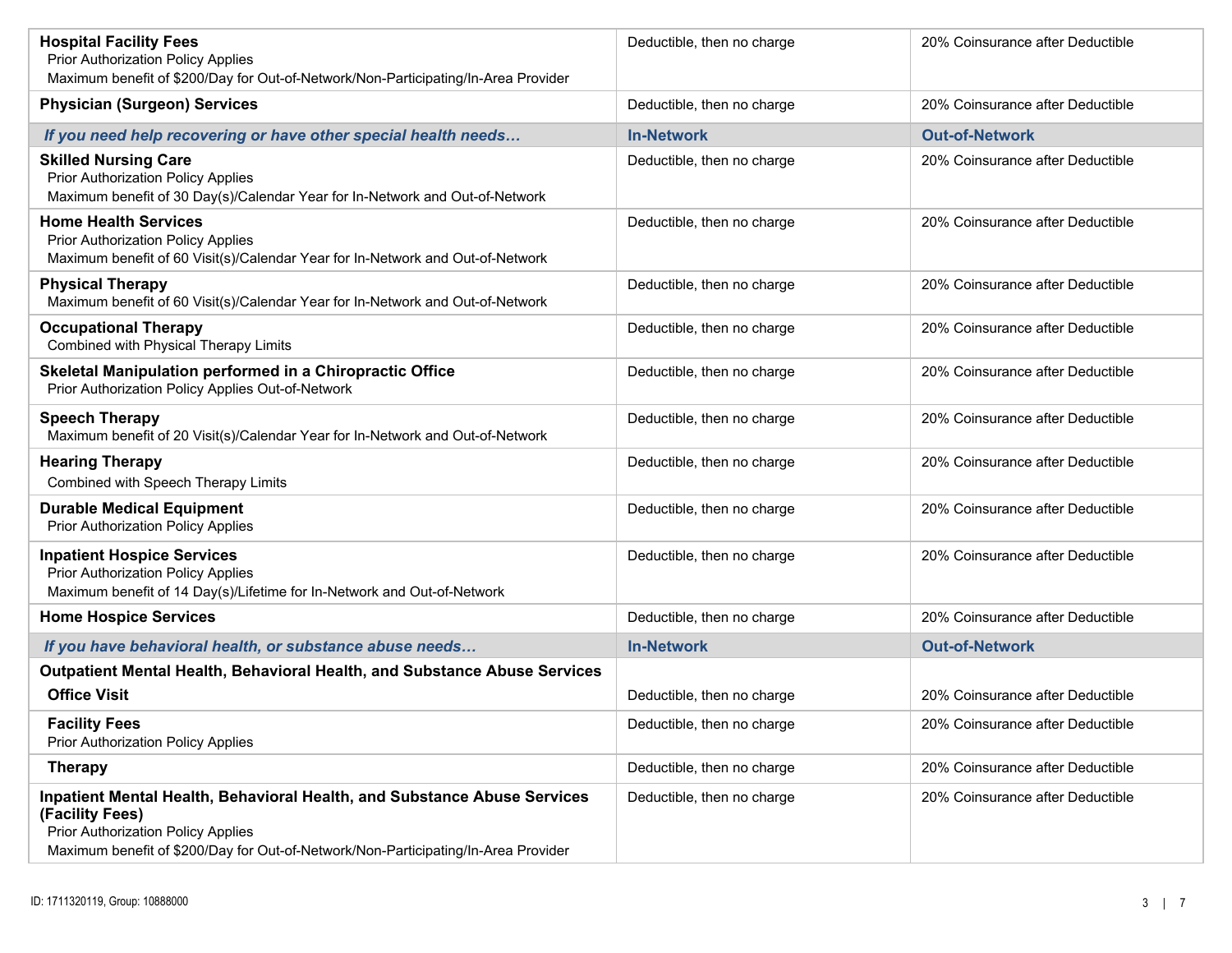| | | |
|---|---|---|
| **Hospital Facility Fees**<br>Prior Authorization Policy Applies<br>Maximum benefit of $200/Day for Out-of-Network/Non-Participating/In-Area Provider | Deductible, then no charge | 20% Coinsurance after Deductible |
| **Physician (Surgeon) Services** | Deductible, then no charge | 20% Coinsurance after Deductible |
| ***If you need help recovering or have other special health needs…*** | **In-Network** | **Out-of-Network** |
| **Skilled Nursing Care**<br>Prior Authorization Policy Applies<br>Maximum benefit of 30 Day(s)/Calendar Year for In-Network and Out-of-Network | Deductible, then no charge | 20% Coinsurance after Deductible |
| **Home Health Services**<br>Prior Authorization Policy Applies<br>Maximum benefit of 60 Visit(s)/Calendar Year for In-Network and Out-of-Network | Deductible, then no charge | 20% Coinsurance after Deductible |
| **Physical Therapy**<br>Maximum benefit of 60 Visit(s)/Calendar Year for In-Network and Out-of-Network | Deductible, then no charge | 20% Coinsurance after Deductible |
| **Occupational Therapy**<br>Combined with Physical Therapy Limits | Deductible, then no charge | 20% Coinsurance after Deductible |
| **Skeletal Manipulation performed in a Chiropractic Office**<br>Prior Authorization Policy Applies Out-of-Network | Deductible, then no charge | 20% Coinsurance after Deductible |
| **Speech Therapy**<br>Maximum benefit of 20 Visit(s)/Calendar Year for In-Network and Out-of-Network | Deductible, then no charge | 20% Coinsurance after Deductible |
| **Hearing Therapy**<br>Combined with Speech Therapy Limits | Deductible, then no charge | 20% Coinsurance after Deductible |
| **Durable Medical Equipment**<br>Prior Authorization Policy Applies | Deductible, then no charge | 20% Coinsurance after Deductible |
| **Inpatient Hospice Services**<br>Prior Authorization Policy Applies<br>Maximum benefit of 14 Day(s)/Lifetime for In-Network and Out-of-Network | Deductible, then no charge | 20% Coinsurance after Deductible |
| **Home Hospice Services** | Deductible, then no charge | 20% Coinsurance after Deductible |
| ***If you have behavioral health, or substance abuse needs…*** | **In-Network** | **Out-of-Network** |
| **Outpatient Mental Health, Behavioral Health, and Substance Abuse Services** | | |
| **Office Visit** | Deductible, then no charge | 20% Coinsurance after Deductible |
| **Facility Fees**<br>Prior Authorization Policy Applies | Deductible, then no charge | 20% Coinsurance after Deductible |
| **Therapy** | Deductible, then no charge | 20% Coinsurance after Deductible |
| **Inpatient Mental Health, Behavioral Health, and Substance Abuse Services (Facility Fees)**<br>Prior Authorization Policy Applies<br>Maximum benefit of $200/Day for Out-of-Network/Non-Participating/In-Area Provider | Deductible, then no charge | 20% Coinsurance after Deductible |

ID: 1711320119, Group: 10888000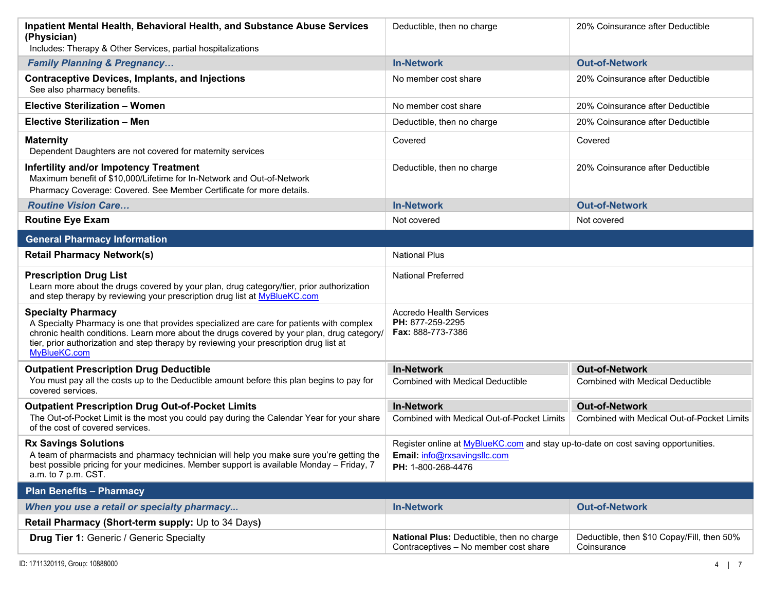| | | |
|---|---|---|
| **Inpatient Mental Health, Behavioral Health, and Substance Abuse Services (Physician)**<br>Includes: Therapy & Other Services, partial hospitalizations | Deductible, then no charge | 20% Coinsurance after Deductible |
| ***Family Planning & Pregnancy…*** | **In-Network** | **Out-of-Network** |
| **Contraceptive Devices, Implants, and Injections**<br>See also pharmacy benefits. | No member cost share | 20% Coinsurance after Deductible |
| **Elective Sterilization – Women** | No member cost share | 20% Coinsurance after Deductible |
| **Elective Sterilization – Men** | Deductible, then no charge | 20% Coinsurance after Deductible |
| **Maternity**<br>Dependent Daughters are not covered for maternity services | Covered | Covered |
| **Infertility and/or Impotency Treatment**<br>Maximum benefit of $10,000/Lifetime for In-Network and Out-of-Network<br>Pharmacy Coverage: Covered. See Member Certificate for more details. | Deductible, then no charge | 20% Coinsurance after Deductible |
| ***Routine Vision Care…*** | **In-Network** | **Out-of-Network** |
| **Routine Eye Exam** | Not covered | Not covered |

## General Pharmacy Information

| | | |
|---|---|---|
| **Retail Pharmacy Network(s)** | National Plus | |
| **Prescription Drug List**<br>Learn more about the drugs covered by your plan, drug category/tier, prior authorization and step therapy by reviewing your prescription drug list at [MyBlueKC.com](MyBlueKC.com) | National Preferred | |
| **Specialty Pharmacy**<br>A Specialty Pharmacy is one that provides specialized are care for patients with complex chronic health conditions. Learn more about the drugs covered by your plan, drug category/tier, prior authorization and step therapy by reviewing your prescription drug list at [MyBlueKC.com](MyBlueKC.com) | Accredo Health Services<br>**PH:** 877-259-2295<br>**Fax:** 888-773-7386 | |
| **Outpatient Prescription Drug Deductible**<br>You must pay all the costs up to the Deductible amount before this plan begins to pay for covered services. | **In-Network**<br>Combined with Medical Deductible | **Out-of-Network**<br>Combined with Medical Deductible |
| **Outpatient Prescription Drug Out-of-Pocket Limits**<br>The Out-of-Pocket Limit is the most you could pay during the Calendar Year for your share of the cost of covered services. | **In-Network**<br>Combined with Medical Out-of-Pocket Limits | **Out-of-Network**<br>Combined with Medical Out-of-Pocket Limits |
| **Rx Savings Solutions**<br>A team of pharmacists and pharmacy technician will help you make sure you're getting the best possible pricing for your medicines. Member support is available Monday – Friday, 7 a.m. to 7 p.m. CST. | Register online at [MyBlueKC.com](MyBlueKC.com) and stay up-to-date on cost saving opportunities.<br>**Email:** [info@rxsavingsllc.com](mailto:info@rxsavingsllc.com)<br>**PH:** 1-800-268-4476 | |

## Plan Benefits – Pharmacy

| | | |
|---|---|---|
| ***When you use a retail or specialty pharmacy...*** | **In-Network** | **Out-of-Network** |
| **Retail Pharmacy (Short-term supply:** Up to 34 Days**)** | | |
| **Drug Tier 1:** Generic / Generic Specialty | **National Plus:** Deductible, then no charge<br>Contraceptives – No member cost share | Deductible, then $10 Copay/Fill, then 50% Coinsurance |

ID: 1711320119, Group: 10888000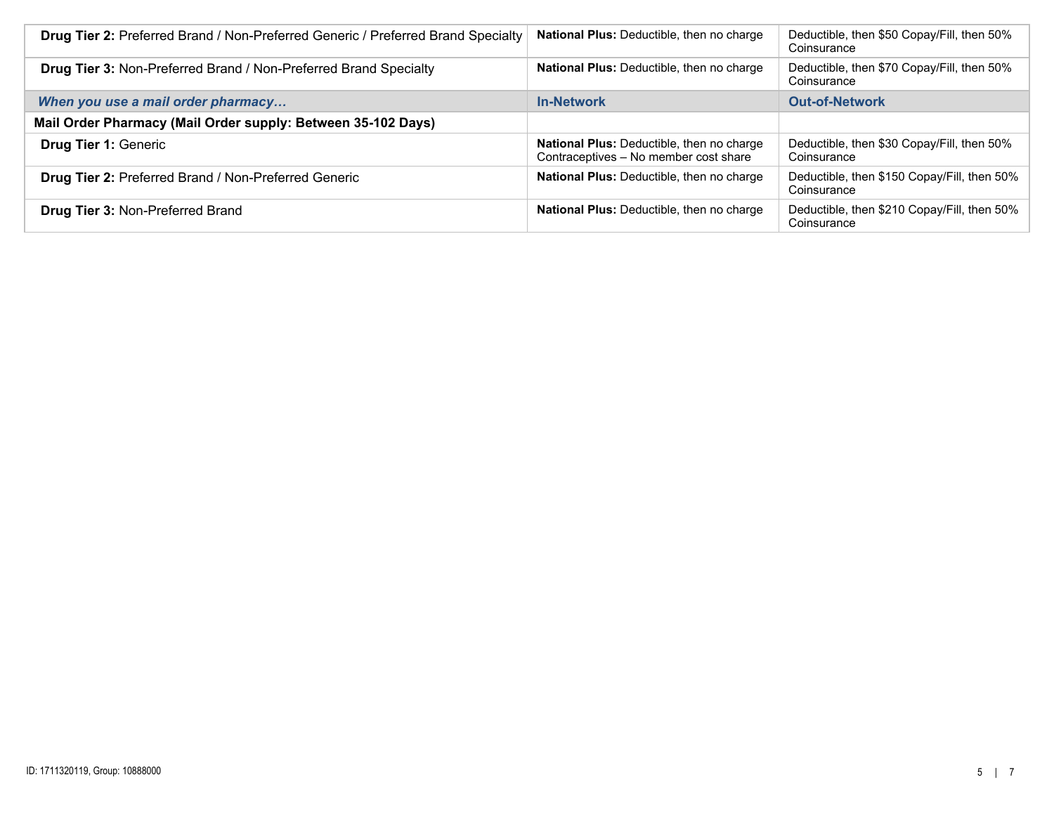| | | |
|---|---|---|
| **Drug Tier 2:** Preferred Brand / Non-Preferred Generic / Preferred Brand Specialty | **National Plus:** Deductible, then no charge | Deductible, then $50 Copay/Fill, then 50% Coinsurance |
| **Drug Tier 3:** Non-Preferred Brand / Non-Preferred Brand Specialty | **National Plus:** Deductible, then no charge | Deductible, then $70 Copay/Fill, then 50% Coinsurance |
| ***When you use a mail order pharmacy…*** | **In-Network** | **Out-of-Network** |
| **Mail Order Pharmacy (Mail Order supply: Between 35-102 Days)** | | |
| **Drug Tier 1:** Generic | **National Plus:** Deductible, then no charge<br>Contraceptives – No member cost share | Deductible, then $30 Copay/Fill, then 50% Coinsurance |
| **Drug Tier 2:** Preferred Brand / Non-Preferred Generic | **National Plus:** Deductible, then no charge | Deductible, then $150 Copay/Fill, then 50% Coinsurance |
| **Drug Tier 3:** Non-Preferred Brand | **National Plus:** Deductible, then no charge | Deductible, then $210 Copay/Fill, then 50% Coinsurance |

ID: 1711320119, Group: 10888000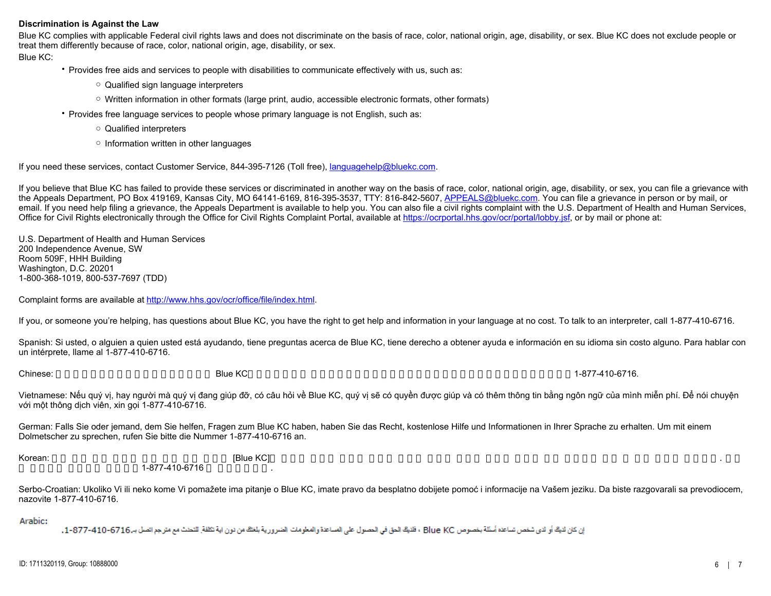**Discrimination is Against the Law**

Blue KC complies with applicable Federal civil rights laws and does not discriminate on the basis of race, color, national origin, age, disability, or sex. Blue KC does not exclude people or treat them differently because of race, color, national origin, age, disability, or sex.

Blue KC:

- Provides free aids and services to people with disabilities to communicate effectively with us, such as:
  - Qualified sign language interpreters
  - Written information in other formats (large print, audio, accessible electronic formats, other formats)
- Provides free language services to people whose primary language is not English, such as:
  - Qualified interpreters
  - Information written in other languages

If you need these services, contact Customer Service, 844-395-7126 (Toll free), languagehelp@bluekc.com.

If you believe that Blue KC has failed to provide these services or discriminated in another way on the basis of race, color, national origin, age, disability, or sex, you can file a grievance with the Appeals Department, PO Box 419169, Kansas City, MO 64141-6169, 816-395-3537, TTY: 816-842-5607, APPEALS@bluekc.com. You can file a grievance in person or by mail, or email. If you need help filing a grievance, the Appeals Department is available to help you. You can also file a civil rights complaint with the U.S. Department of Health and Human Services, Office for Civil Rights electronically through the Office for Civil Rights Complaint Portal, available at https://ocrportal.hhs.gov/ocr/portal/lobby.jsf, or by mail or phone at:

U.S. Department of Health and Human Services
200 Independence Avenue, SW
Room 509F, HHH Building
Washington, D.C. 20201
1-800-368-1019, 800-537-7697 (TDD)

Complaint forms are available at http://www.hhs.gov/ocr/office/file/index.html.

If you, or someone you're helping, has questions about Blue KC, you have the right to get help and information in your language at no cost. To talk to an interpreter, call 1-877-410-6716.

Spanish: Si usted, o alguien a quien usted está ayudando, tiene preguntas acerca de Blue KC, tiene derecho a obtener ayuda e información en su idioma sin costo alguno. Para hablar con un intérprete, llame al 1-877-410-6716.

Chinese: □□□□□□□□□□□□□□□□□□□ Blue KC□□□□□□□ □□□□□□□□□□□□□□□□□□□□□□□□□□□□□□□□□□□□□□ 1-877-410-6716.

Vietnamese: Nếu quý vị, hay người mà quý vị đang giúp đỡ, có câu hỏi về Blue KC, quý vị sẽ có quyền được giúp và có thêm thông tin bằng ngôn ngữ của mình miễn phí. Để nói chuyện với một thông dịch viên, xin gọi 1-877-410-6716.

German: Falls Sie oder jemand, dem Sie helfen, Fragen zum Blue KC haben, haben Sie das Recht, kostenlose Hilfe und Informationen in Ihrer Sprache zu erhalten. Um mit einem Dolmetscher zu sprechen, rufen Sie bitte die Nummer 1-877-410-6716 an.

Korean: □□ □□ □□ □□□ □□ □□ □□ □□□ [Blue KC]□ □□□ □□□ □□□ □□□ □□□ □□□ □□□ □□□ □□□ □□ □□□□ □□ □ □□ □□□ □□□□. □□ □ □□□□□ □□□□ □□□□ 1-877-410-6716 □ □□□□□□.

Serbo-Croatian: Ukoliko Vi ili neko kome Vi pomažete ima pitanje o Blue KC, imate pravo da besplatno dobijete pomoć i informacije na Vašem jeziku. Da biste razgovarali sa prevodiocem, nazovite 1-877-410-6716.

Arabic:

إن كان لديك أو لدى شخص تساعده أسئلة بخصوص Blue KC ، فلديك الحق في الحصول على المساعدة والمعلومات الضرورية بلغتك من دون اية تكلفة. للتحدث مع مترجم اتصل بـ1-877-410-6716.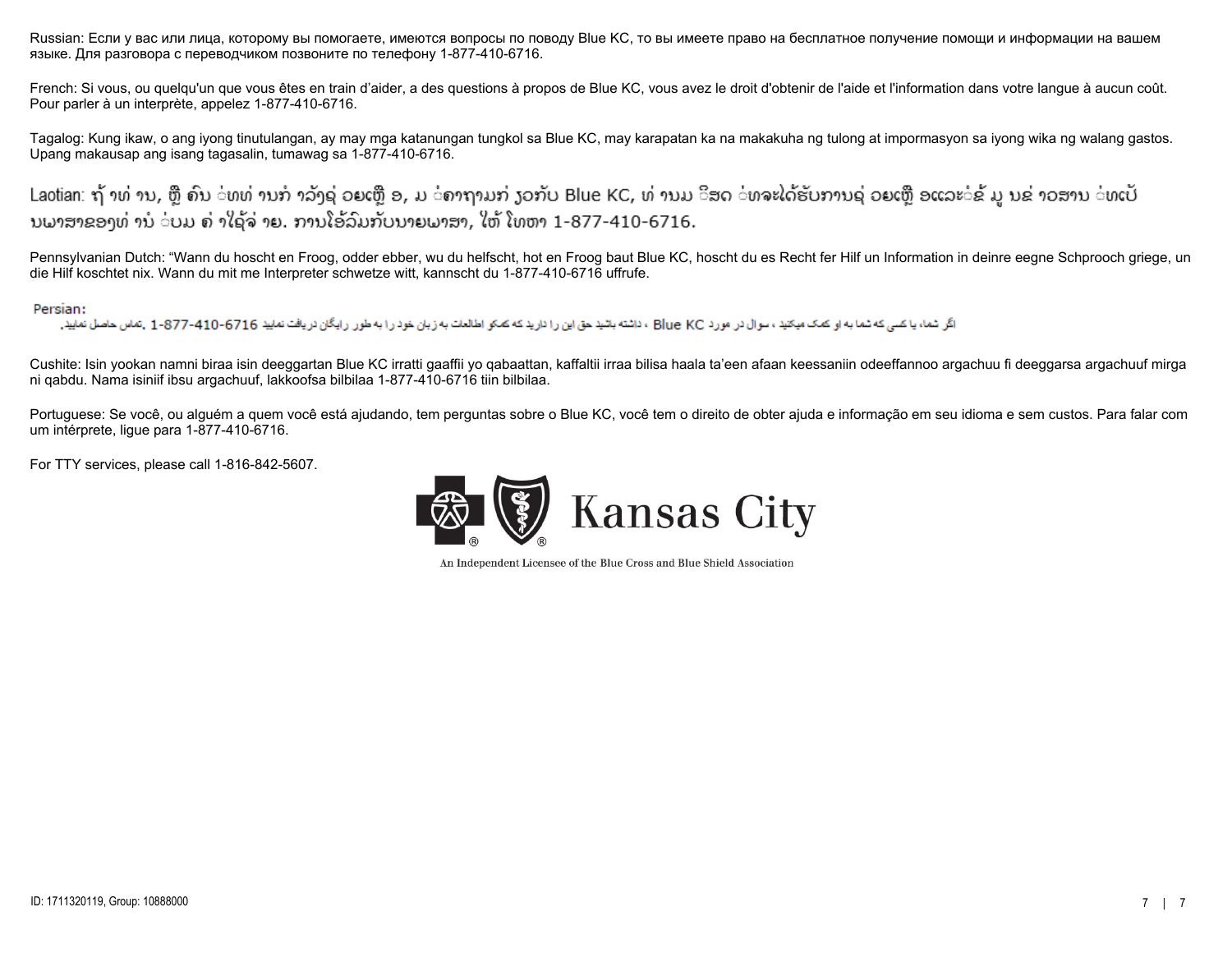Russian: Если у вас или лица, которому вы помогаете, имеются вопросы по поводу Blue KC, то вы имеете право на бесплатное получение помощи и информации на вашем языке. Для разговора с переводчиком позвоните по телефону 1-877-410-6716.

French: Si vous, ou quelqu'un que vous êtes en train d'aider, a des questions à propos de Blue KC, vous avez le droit d'obtenir de l'aide et l'information dans votre langue à aucun coût. Pour parler à un interprète, appelez 1-877-410-6716.

Tagalog: Kung ikaw, o ang iyong tinutulangan, ay may mga katanungan tungkol sa Blue KC, may karapatan ka na makakuha ng tulong at impormasyon sa iyong wika ng walang gastos. Upang makausap ang isang tagasalin, tumawag sa 1-877-410-6716.

Laotian: ຖ້າທ່ານ, ຫຼືຄົນທີ່ທ່ານກໍາລັງຊ່ວຍເຫຼືອ, ມີຄໍາຖາມກ່ຽວກັບ Blue KC, ທ່ານມີສິດທີ່ຈະໄດ້ຮັບການຊ່ວຍເຫຼືອແລະຂໍ້ມູນຂ່າວສານທີ່ເປັນພາສາຂອງທ່ານບໍ່ມີຄ່າໃຊ້ຈ່າຍ. ການໂອ້ລົມກັບນາຍພາສາ, ໃຫ້ໂທຫາ 1-877-410-6716.

Pennsylvanian Dutch: "Wann du hoscht en Froog, odder ebber, wu du helfscht, hot en Froog baut Blue KC, hoscht du es Recht fer Hilf un Information in deinre eegne Schprooch griege, un die Hilf koschtet nix. Wann du mit me Interpreter schwetze witt, kannscht du 1-877-410-6716 uffrufe.

Persian:

اگر شما، یا کسی که شما به او کمک میکنید ، سوال در مورد Blue KC ، داشته باشید حق این را دارید که کمک و اطلاعات به زبان خود را به طور رایگان دریافت نمایید 1-877-410-6716 ،تماس حاصل نمایید.

Cushite: Isin yookan namni biraa isin deeggartan Blue KC irratti gaaffii yo qabaattan, kaffaltii irraa bilisa haala ta'een afaan keessaniin odeeffannoo argachuu fi deeggarsa argachuuf mirga ni qabdu. Nama isiniif ibsu argachuuf, lakkoofsa bilbilaa 1-877-410-6716 tiin bilbilaa.

Portuguese: Se você, ou alguém a quem você está ajudando, tem perguntas sobre o Blue KC, você tem o direito de obter ajuda e informação em seu idioma e sem custos. Para falar com um intérprete, ligue para 1-877-410-6716.

For TTY services, please call 1-816-842-5607.

Kansas City

An Independent Licensee of the Blue Cross and Blue Shield Association

ID: 1711320119, Group: 10888000